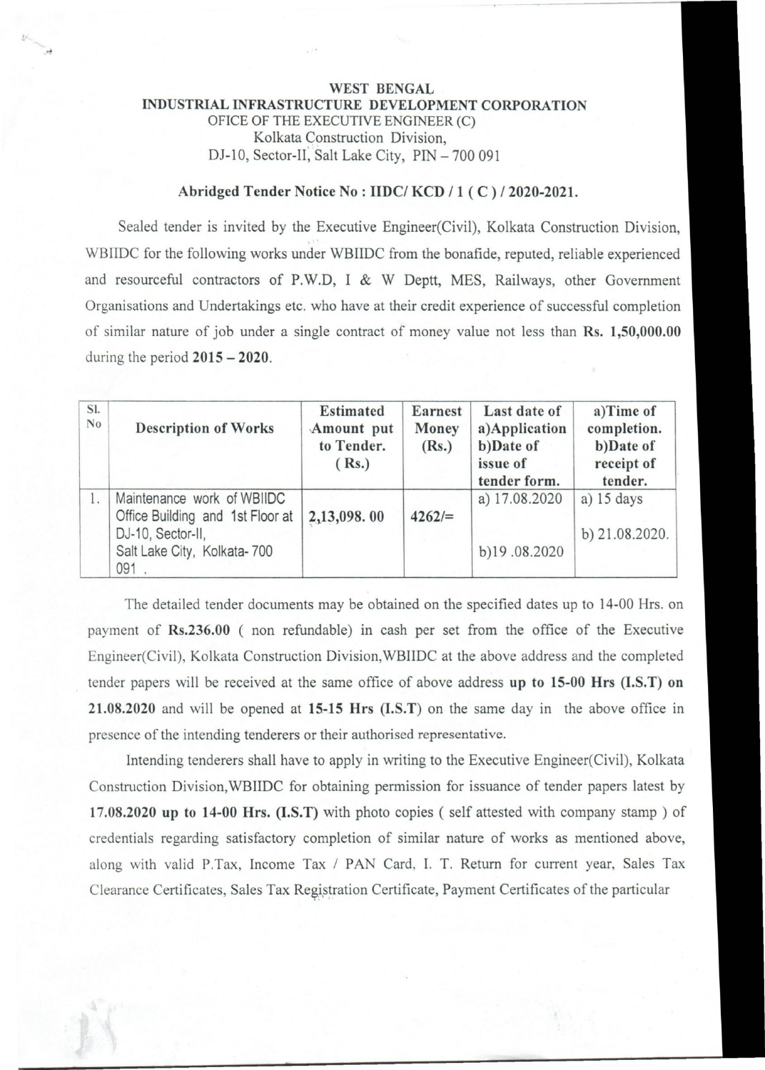**WEST BENGAL**
**INDUSTRIAL INFRASTRUCTURE DEVELOPMENT CORPORATION**
OFICE OF THE EXECUTIVE ENGINEER (C)
Kolkata Construction Division,
DJ-10, Sector-II, Salt Lake City, PIN – 700 091

## Abridged Tender Notice No : IIDC/ KCD / 1 ( C ) / 2020-2021.

Sealed tender is invited by the Executive Engineer(Civil), Kolkata Construction Division, WBIIDC for the following works under WBIIDC from the bonafide, reputed, reliable experienced and resourceful contractors of P.W.D, I & W Deptt, MES, Railways, other Government Organisations and Undertakings etc. who have at their credit experience of successful completion of similar nature of job under a single contract of money value not less than **Rs. 1,50,000.00** during the period **2015 – 2020**.

| Sl. No | Description of Works | Estimated Amount put to Tender. ( Rs.) | Earnest Money (Rs.) | Last date of a)Application b)Date of issue of tender form. | a)Time of completion. b)Date of receipt of tender. |
|---|---|---|---|---|---|
| 1. | Maintenance work of WBIIDC Office Building and 1st Floor at DJ-10, Sector-II, Salt Lake City, Kolkata- 700 091 . | 2,13,098. 00 | 4262/= | a) 17.08.2020<br>b)19 .08.2020 | a) 15 days<br>b) 21.08.2020. |

The detailed tender documents may be obtained on the specified dates up to 14-00 Hrs. on payment of **Rs.236.00** ( non refundable) in cash per set from the office of the Executive Engineer(Civil), Kolkata Construction Division,WBIIDC at the above address and the completed tender papers will be received at the same office of above address **up to 15-00 Hrs (I.S.T) on 21.08.2020** and will be opened at **15-15 Hrs (I.S.T)** on the same day in the above office in presence of the intending tenderers or their authorised representative.

Intending tenderers shall have to apply in writing to the Executive Engineer(Civil), Kolkata Construction Division,WBIIDC for obtaining permission for issuance of tender papers latest by **17.08.2020 up to 14-00 Hrs. (I.S.T)** with photo copies ( self attested with company stamp ) of credentials regarding satisfactory completion of similar nature of works as mentioned above, along with valid P.Tax, Income Tax / PAN Card, I. T. Return for current year, Sales Tax Clearance Certificates, Sales Tax Registration Certificate, Payment Certificates of the particular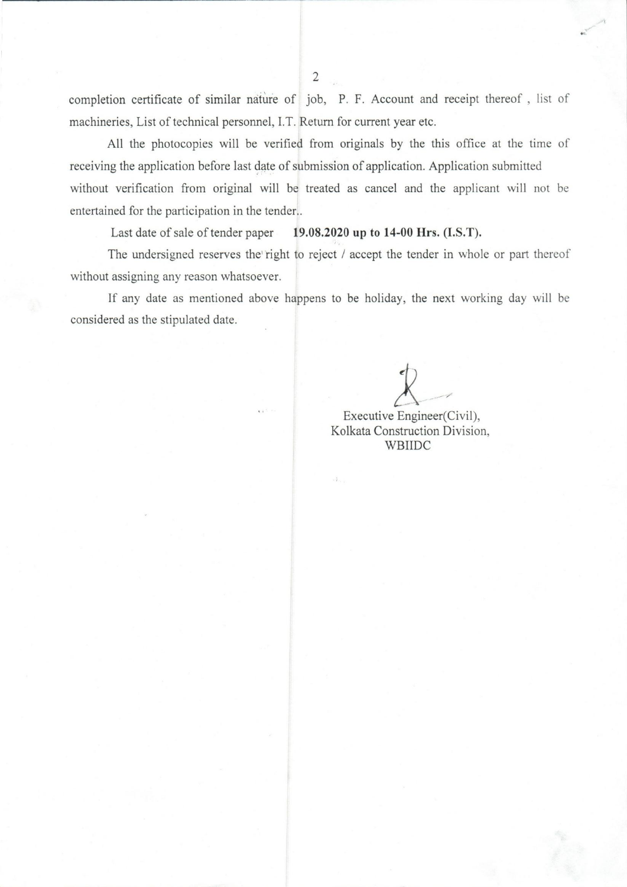completion certificate of similar nature of job, P. F. Account and receipt thereof , list of machineries, List of technical personnel, I.T. Return for current year etc.

All the photocopies will be verified from originals by the this office at the time of receiving the application before last date of submission of application. Application submitted without verification from original will be treated as cancel and the applicant will not be entertained for the participation in the tender..

Last date of sale of tender paper **19.08.2020 up to 14-00 Hrs. (I.S.T).**

The undersigned reserves the right to reject / accept the tender in whole or part thereof without assigning any reason whatsoever.

If any date as mentioned above happens to be holiday, the next working day will be considered as the stipulated date.

Executive Engineer(Civil),
Kolkata Construction Division,
WBIIDC